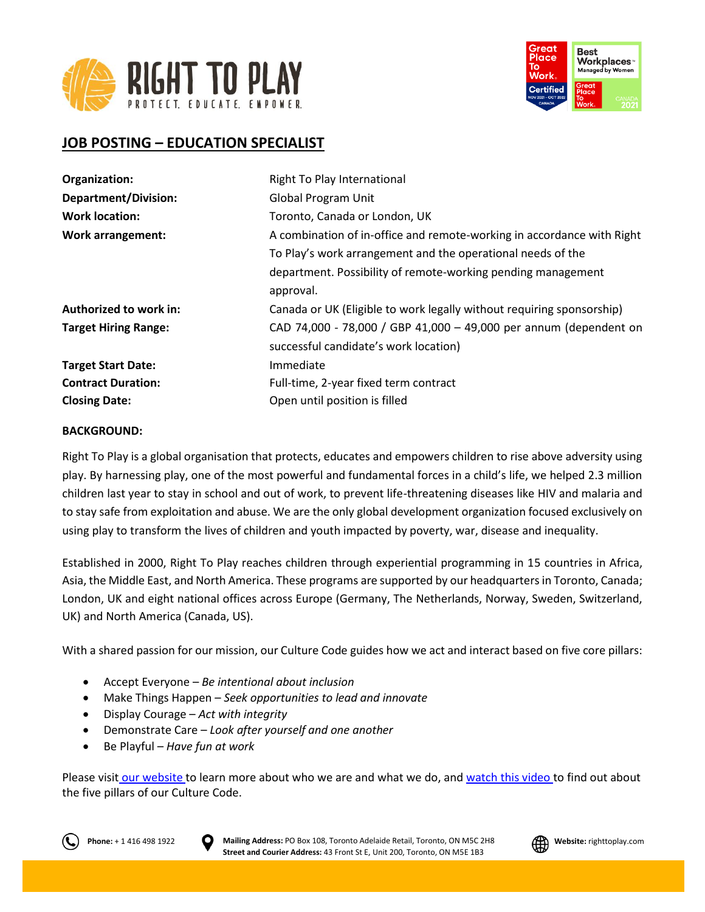# JOB POSTING – EDUCATION SPECIALIST

| | |
|---|---|
| **Organization:** | Right To Play International |
| **Department/Division:** | Global Program Unit |
| **Work location:** | Toronto, Canada or London, UK |
| **Work arrangement:** | A combination of in-office and remote-working in accordance with Right To Play's work arrangement and the operational needs of the department. Possibility of remote-working pending management approval. |
| **Authorized to work in:** | Canada or UK (Eligible to work legally without requiring sponsorship) |
| **Target Hiring Range:** | CAD 74,000 - 78,000 / GBP 41,000 – 49,000 per annum (dependent on successful candidate's work location) |
| **Target Start Date:** | Immediate |
| **Contract Duration:** | Full-time, 2-year fixed term contract |
| **Closing Date:** | Open until position is filled |

**BACKGROUND:**

Right To Play is a global organisation that protects, educates and empowers children to rise above adversity using play. By harnessing play, one of the most powerful and fundamental forces in a child's life, we helped 2.3 million children last year to stay in school and out of work, to prevent life-threatening diseases like HIV and malaria and to stay safe from exploitation and abuse. We are the only global development organization focused exclusively on using play to transform the lives of children and youth impacted by poverty, war, disease and inequality.

Established in 2000, Right To Play reaches children through experiential programming in 15 countries in Africa, Asia, the Middle East, and North America. These programs are supported by our headquarters in Toronto, Canada; London, UK and eight national offices across Europe (Germany, The Netherlands, Norway, Sweden, Switzerland, UK) and North America (Canada, US).

With a shared passion for our mission, our Culture Code guides how we act and interact based on five core pillars:

- Accept Everyone – *Be intentional about inclusion*
- Make Things Happen – *Seek opportunities to lead and innovate*
- Display Courage – *Act with integrity*
- Demonstrate Care – *Look after yourself and one another*
- Be Playful – *Have fun at work*

Please visit our website to learn more about who we are and what we do, and watch this video to find out about the five pillars of our Culture Code.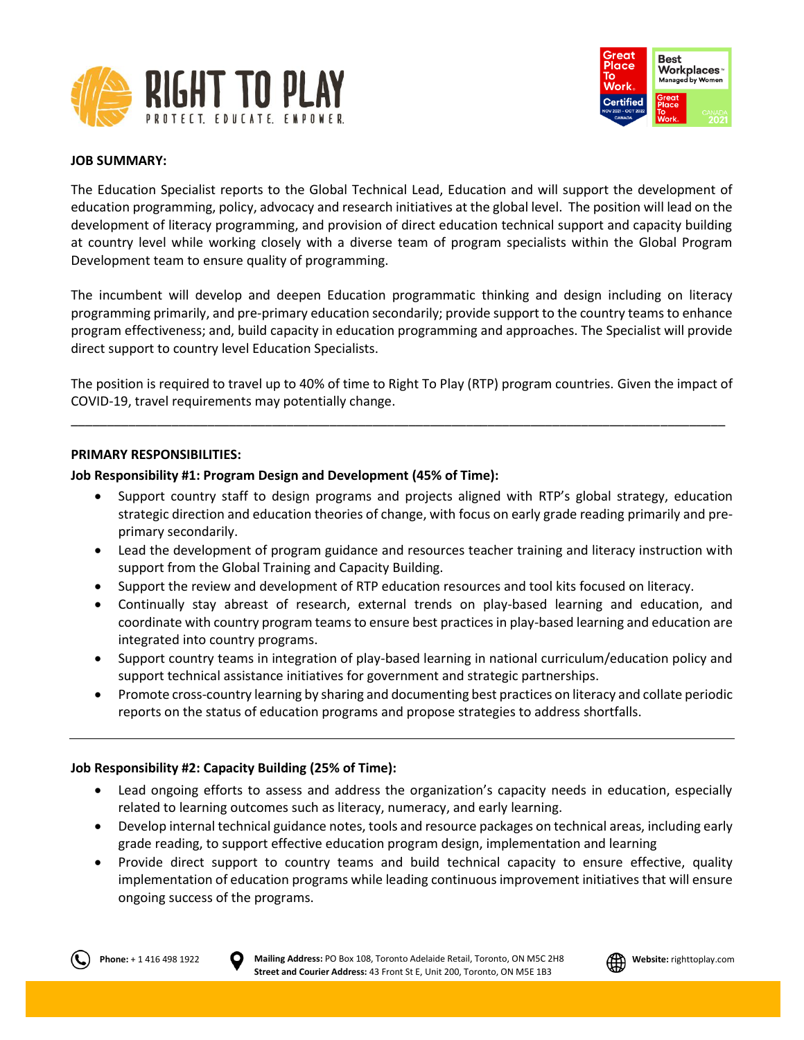**JOB SUMMARY:**

The Education Specialist reports to the Global Technical Lead, Education and will support the development of education programming, policy, advocacy and research initiatives at the global level. The position will lead on the development of literacy programming, and provision of direct education technical support and capacity building at country level while working closely with a diverse team of program specialists within the Global Program Development team to ensure quality of programming.

The incumbent will develop and deepen Education programmatic thinking and design including on literacy programming primarily, and pre-primary education secondarily; provide support to the country teams to enhance program effectiveness; and, build capacity in education programming and approaches. The Specialist will provide direct support to country level Education Specialists.

The position is required to travel up to 40% of time to Right To Play (RTP) program countries. Given the impact of COVID-19, travel requirements may potentially change.

---

**PRIMARY RESPONSIBILITIES:**

**Job Responsibility #1: Program Design and Development (45% of Time):**

- Support country staff to design programs and projects aligned with RTP's global strategy, education strategic direction and education theories of change, with focus on early grade reading primarily and pre-primary secondarily.
- Lead the development of program guidance and resources teacher training and literacy instruction with support from the Global Training and Capacity Building.
- Support the review and development of RTP education resources and tool kits focused on literacy.
- Continually stay abreast of research, external trends on play-based learning and education, and coordinate with country program teams to ensure best practices in play-based learning and education are integrated into country programs.
- Support country teams in integration of play-based learning in national curriculum/education policy and support technical assistance initiatives for government and strategic partnerships.
- Promote cross-country learning by sharing and documenting best practices on literacy and collate periodic reports on the status of education programs and propose strategies to address shortfalls.

---

**Job Responsibility #2: Capacity Building (25% of Time):**

- Lead ongoing efforts to assess and address the organization's capacity needs in education, especially related to learning outcomes such as literacy, numeracy, and early learning.
- Develop internal technical guidance notes, tools and resource packages on technical areas, including early grade reading, to support effective education program design, implementation and learning
- Provide direct support to country teams and build technical capacity to ensure effective, quality implementation of education programs while leading continuous improvement initiatives that will ensure ongoing success of the programs.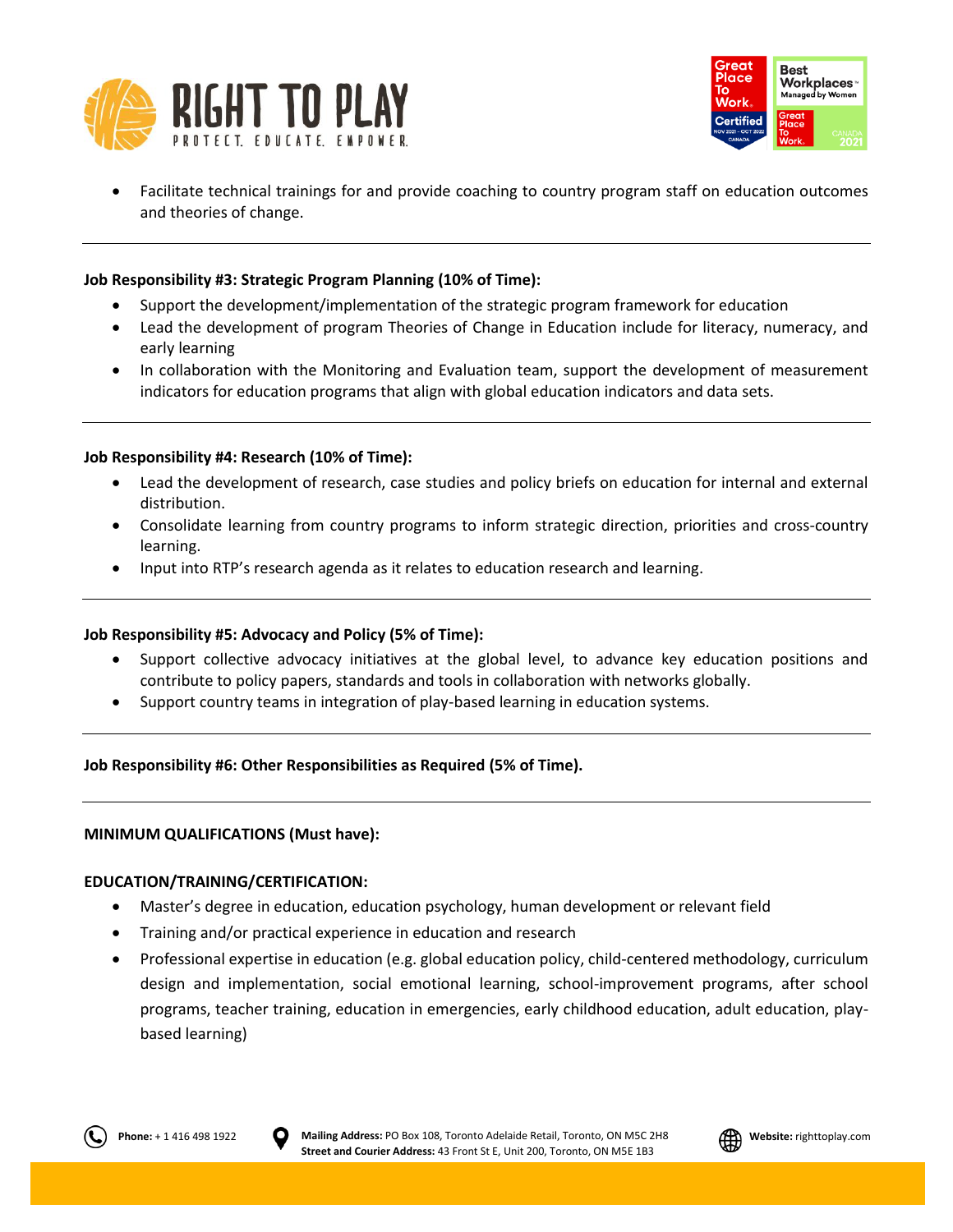- Facilitate technical trainings for and provide coaching to country program staff on education outcomes and theories of change.

---

**Job Responsibility #3: Strategic Program Planning (10% of Time):**

- Support the development/implementation of the strategic program framework for education
- Lead the development of program Theories of Change in Education include for literacy, numeracy, and early learning
- In collaboration with the Monitoring and Evaluation team, support the development of measurement indicators for education programs that align with global education indicators and data sets.

---

**Job Responsibility #4: Research (10% of Time):**

- Lead the development of research, case studies and policy briefs on education for internal and external distribution.
- Consolidate learning from country programs to inform strategic direction, priorities and cross-country learning.
- Input into RTP's research agenda as it relates to education research and learning.

---

**Job Responsibility #5: Advocacy and Policy (5% of Time):**

- Support collective advocacy initiatives at the global level, to advance key education positions and contribute to policy papers, standards and tools in collaboration with networks globally.
- Support country teams in integration of play-based learning in education systems.

---

**Job Responsibility #6: Other Responsibilities as Required (5% of Time).**

---

**MINIMUM QUALIFICATIONS (Must have):**

**EDUCATION/TRAINING/CERTIFICATION:**

- Master's degree in education, education psychology, human development or relevant field
- Training and/or practical experience in education and research
- Professional expertise in education (e.g. global education policy, child-centered methodology, curriculum design and implementation, social emotional learning, school-improvement programs, after school programs, teacher training, education in emergencies, early childhood education, adult education, play-based learning)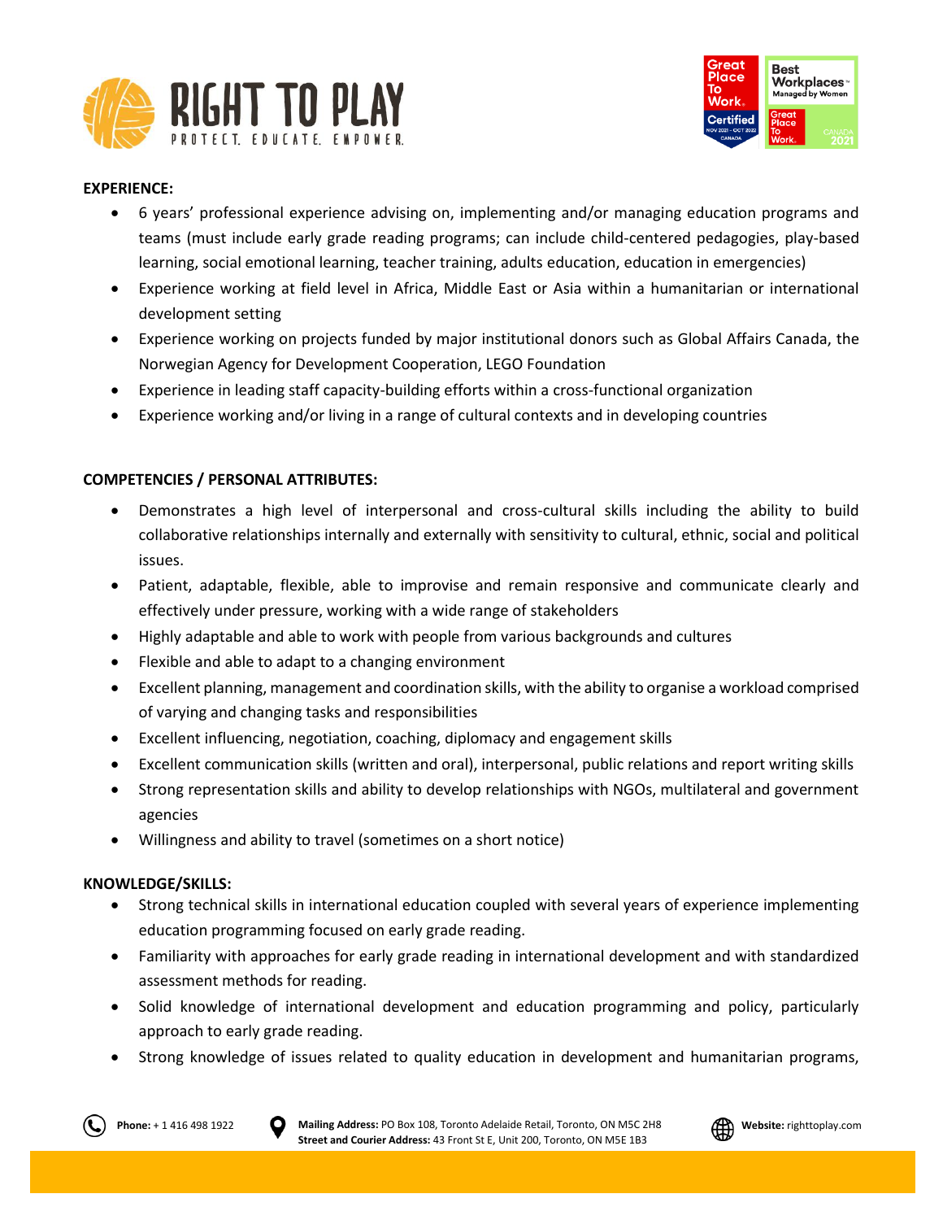**EXPERIENCE:**

- 6 years' professional experience advising on, implementing and/or managing education programs and teams (must include early grade reading programs; can include child-centered pedagogies, play-based learning, social emotional learning, teacher training, adults education, education in emergencies)
- Experience working at field level in Africa, Middle East or Asia within a humanitarian or international development setting
- Experience working on projects funded by major institutional donors such as Global Affairs Canada, the Norwegian Agency for Development Cooperation, LEGO Foundation
- Experience in leading staff capacity-building efforts within a cross-functional organization
- Experience working and/or living in a range of cultural contexts and in developing countries

**COMPETENCIES / PERSONAL ATTRIBUTES:**

- Demonstrates a high level of interpersonal and cross-cultural skills including the ability to build collaborative relationships internally and externally with sensitivity to cultural, ethnic, social and political issues.
- Patient, adaptable, flexible, able to improvise and remain responsive and communicate clearly and effectively under pressure, working with a wide range of stakeholders
- Highly adaptable and able to work with people from various backgrounds and cultures
- Flexible and able to adapt to a changing environment
- Excellent planning, management and coordination skills, with the ability to organise a workload comprised of varying and changing tasks and responsibilities
- Excellent influencing, negotiation, coaching, diplomacy and engagement skills
- Excellent communication skills (written and oral), interpersonal, public relations and report writing skills
- Strong representation skills and ability to develop relationships with NGOs, multilateral and government agencies
- Willingness and ability to travel (sometimes on a short notice)

**KNOWLEDGE/SKILLS:**

- Strong technical skills in international education coupled with several years of experience implementing education programming focused on early grade reading.
- Familiarity with approaches for early grade reading in international development and with standardized assessment methods for reading.
- Solid knowledge of international development and education programming and policy, particularly approach to early grade reading.
- Strong knowledge of issues related to quality education in development and humanitarian programs,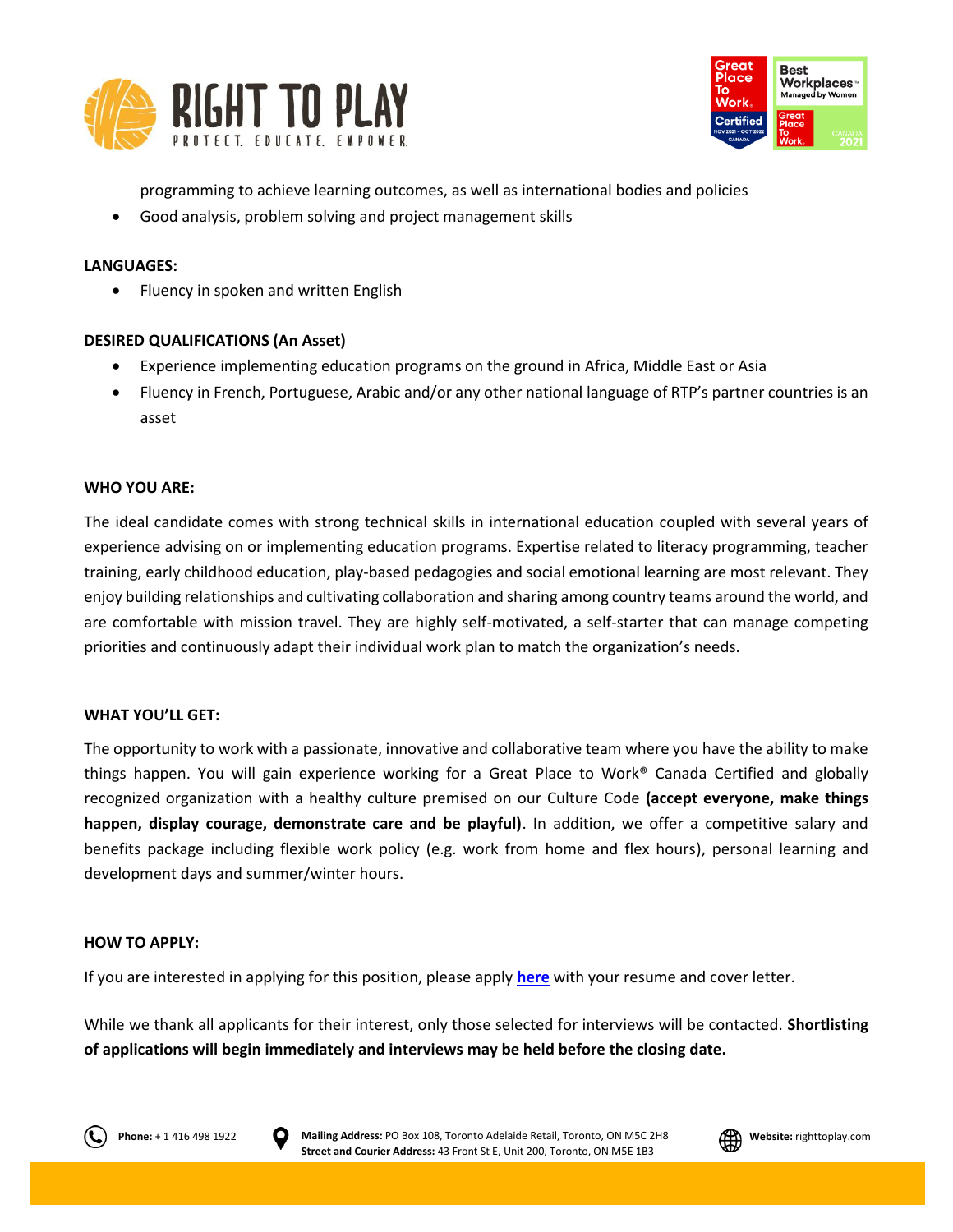programming to achieve learning outcomes, as well as international bodies and policies
- Good analysis, problem solving and project management skills

**LANGUAGES:**

- Fluency in spoken and written English

**DESIRED QUALIFICATIONS (An Asset)**

- Experience implementing education programs on the ground in Africa, Middle East or Asia
- Fluency in French, Portuguese, Arabic and/or any other national language of RTP's partner countries is an asset

**WHO YOU ARE:**

The ideal candidate comes with strong technical skills in international education coupled with several years of experience advising on or implementing education programs. Expertise related to literacy programming, teacher training, early childhood education, play-based pedagogies and social emotional learning are most relevant. They enjoy building relationships and cultivating collaboration and sharing among country teams around the world, and are comfortable with mission travel. They are highly self-motivated, a self-starter that can manage competing priorities and continuously adapt their individual work plan to match the organization's needs.

**WHAT YOU'LL GET:**

The opportunity to work with a passionate, innovative and collaborative team where you have the ability to make things happen. You will gain experience working for a Great Place to Work® Canada Certified and globally recognized organization with a healthy culture premised on our Culture Code **(accept everyone, make things happen, display courage, demonstrate care and be playful)**. In addition, we offer a competitive salary and benefits package including flexible work policy (e.g. work from home and flex hours), personal learning and development days and summer/winter hours.

**HOW TO APPLY:**

If you are interested in applying for this position, please apply **here** with your resume and cover letter.

While we thank all applicants for their interest, only those selected for interviews will be contacted. **Shortlisting of applications will begin immediately and interviews may be held before the closing date.**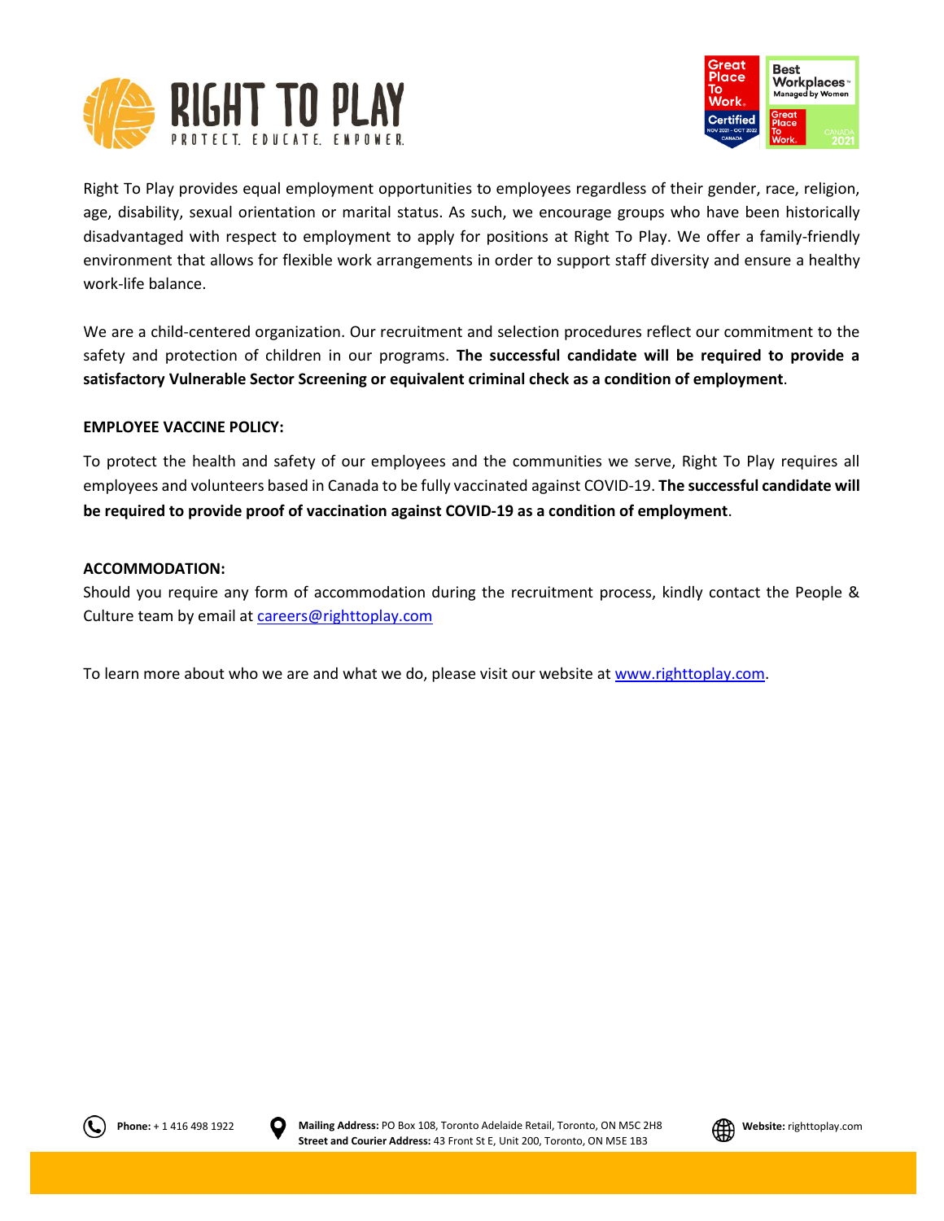Right To Play provides equal employment opportunities to employees regardless of their gender, race, religion, age, disability, sexual orientation or marital status. As such, we encourage groups who have been historically disadvantaged with respect to employment to apply for positions at Right To Play. We offer a family-friendly environment that allows for flexible work arrangements in order to support staff diversity and ensure a healthy work-life balance.

We are a child-centered organization. Our recruitment and selection procedures reflect our commitment to the safety and protection of children in our programs. **The successful candidate will be required to provide a satisfactory Vulnerable Sector Screening or equivalent criminal check as a condition of employment**.

**EMPLOYEE VACCINE POLICY:**

To protect the health and safety of our employees and the communities we serve, Right To Play requires all employees and volunteers based in Canada to be fully vaccinated against COVID-19. **The successful candidate will be required to provide proof of vaccination against COVID-19 as a condition of employment**.

**ACCOMMODATION:**

Should you require any form of accommodation during the recruitment process, kindly contact the People & Culture team by email at careers@righttoplay.com

To learn more about who we are and what we do, please visit our website at www.righttoplay.com.